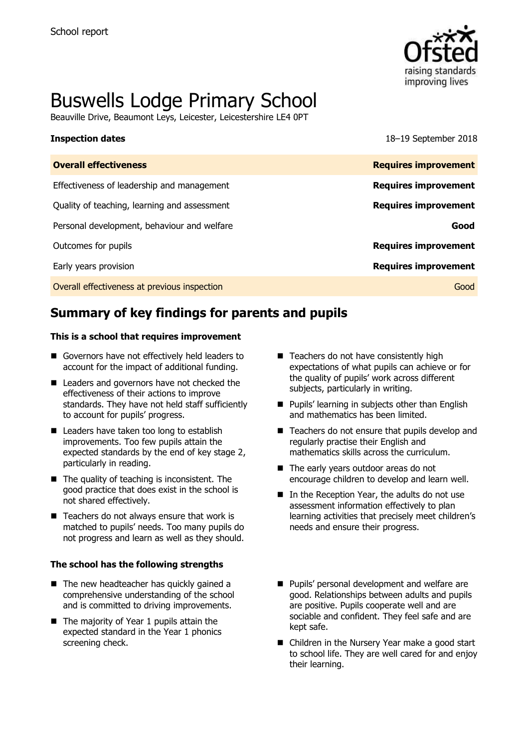School report

# Buswells Lodge Primary School

Beauville Drive, Beaumont Leys, Leicester, Leicestershire LE4 0PT

**Inspection dates** 18–19 September 2018

| **Overall effectiveness** | **Requires improvement** |
| --- | --- |
| Effectiveness of leadership and management | **Requires improvement** |
| Quality of teaching, learning and assessment | **Requires improvement** |
| Personal development, behaviour and welfare | **Good** |
| Outcomes for pupils | **Requires improvement** |
| Early years provision | **Requires improvement** |
| Overall effectiveness at previous inspection | Good |

## Summary of key findings for parents and pupils

**This is a school that requires improvement**

- Governors have not effectively held leaders to account for the impact of additional funding.
- Leaders and governors have not checked the effectiveness of their actions to improve standards. They have not held staff sufficiently to account for pupils' progress.
- Leaders have taken too long to establish improvements. Too few pupils attain the expected standards by the end of key stage 2, particularly in reading.
- The quality of teaching is inconsistent. The good practice that does exist in the school is not shared effectively.
- Teachers do not always ensure that work is matched to pupils' needs. Too many pupils do not progress and learn as well as they should.
- Teachers do not have consistently high expectations of what pupils can achieve or for the quality of pupils' work across different subjects, particularly in writing.
- Pupils' learning in subjects other than English and mathematics has been limited.
- Teachers do not ensure that pupils develop and regularly practise their English and mathematics skills across the curriculum.
- The early years outdoor areas do not encourage children to develop and learn well.
- In the Reception Year, the adults do not use assessment information effectively to plan learning activities that precisely meet children's needs and ensure their progress.

**The school has the following strengths**

- The new headteacher has quickly gained a comprehensive understanding of the school and is committed to driving improvements.
- The majority of Year 1 pupils attain the expected standard in the Year 1 phonics screening check.
- Pupils' personal development and welfare are good. Relationships between adults and pupils are positive. Pupils cooperate well and are sociable and confident. They feel safe and are kept safe.
- Children in the Nursery Year make a good start to school life. They are well cared for and enjoy their learning.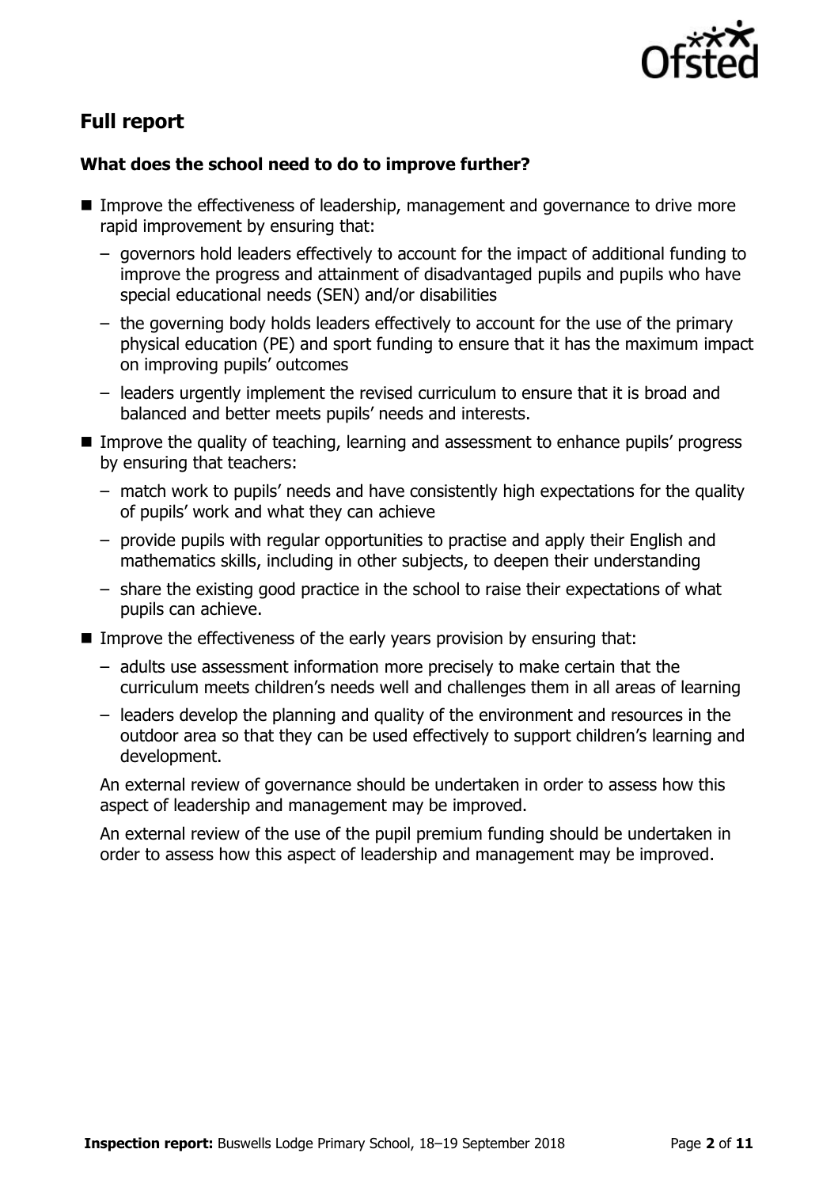## Full report

### What does the school need to do to improve further?

- Improve the effectiveness of leadership, management and governance to drive more rapid improvement by ensuring that:
  - governors hold leaders effectively to account for the impact of additional funding to improve the progress and attainment of disadvantaged pupils and pupils who have special educational needs (SEN) and/or disabilities
  - the governing body holds leaders effectively to account for the use of the primary physical education (PE) and sport funding to ensure that it has the maximum impact on improving pupils' outcomes
  - leaders urgently implement the revised curriculum to ensure that it is broad and balanced and better meets pupils' needs and interests.
- Improve the quality of teaching, learning and assessment to enhance pupils' progress by ensuring that teachers:
  - match work to pupils' needs and have consistently high expectations for the quality of pupils' work and what they can achieve
  - provide pupils with regular opportunities to practise and apply their English and mathematics skills, including in other subjects, to deepen their understanding
  - share the existing good practice in the school to raise their expectations of what pupils can achieve.
- Improve the effectiveness of the early years provision by ensuring that:
  - adults use assessment information more precisely to make certain that the curriculum meets children's needs well and challenges them in all areas of learning
  - leaders develop the planning and quality of the environment and resources in the outdoor area so that they can be used effectively to support children's learning and development.

  An external review of governance should be undertaken in order to assess how this aspect of leadership and management may be improved.

  An external review of the use of the pupil premium funding should be undertaken in order to assess how this aspect of leadership and management may be improved.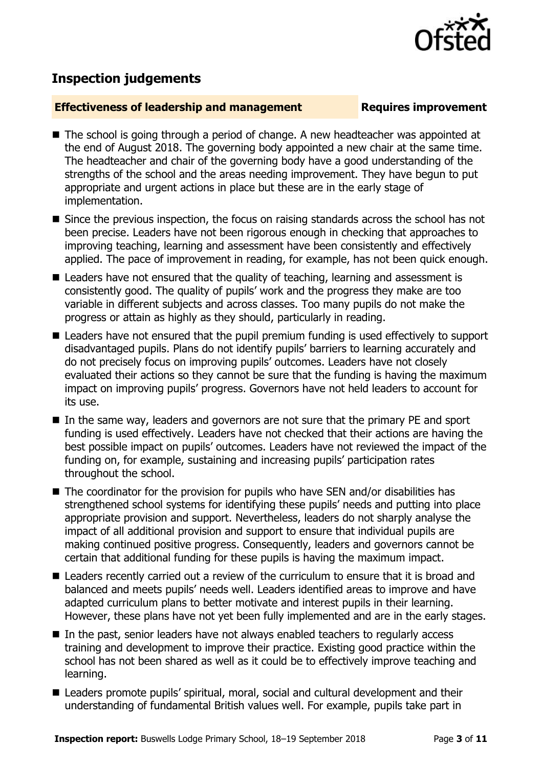## Inspection judgements

**Effectiveness of leadership and management** **Requires improvement**

- The school is going through a period of change. A new headteacher was appointed at the end of August 2018. The governing body appointed a new chair at the same time. The headteacher and chair of the governing body have a good understanding of the strengths of the school and the areas needing improvement. They have begun to put appropriate and urgent actions in place but these are in the early stage of implementation.
- Since the previous inspection, the focus on raising standards across the school has not been precise. Leaders have not been rigorous enough in checking that approaches to improving teaching, learning and assessment have been consistently and effectively applied. The pace of improvement in reading, for example, has not been quick enough.
- Leaders have not ensured that the quality of teaching, learning and assessment is consistently good. The quality of pupils' work and the progress they make are too variable in different subjects and across classes. Too many pupils do not make the progress or attain as highly as they should, particularly in reading.
- Leaders have not ensured that the pupil premium funding is used effectively to support disadvantaged pupils. Plans do not identify pupils' barriers to learning accurately and do not precisely focus on improving pupils' outcomes. Leaders have not closely evaluated their actions so they cannot be sure that the funding is having the maximum impact on improving pupils' progress. Governors have not held leaders to account for its use.
- In the same way, leaders and governors are not sure that the primary PE and sport funding is used effectively. Leaders have not checked that their actions are having the best possible impact on pupils' outcomes. Leaders have not reviewed the impact of the funding on, for example, sustaining and increasing pupils' participation rates throughout the school.
- The coordinator for the provision for pupils who have SEN and/or disabilities has strengthened school systems for identifying these pupils' needs and putting into place appropriate provision and support. Nevertheless, leaders do not sharply analyse the impact of all additional provision and support to ensure that individual pupils are making continued positive progress. Consequently, leaders and governors cannot be certain that additional funding for these pupils is having the maximum impact.
- Leaders recently carried out a review of the curriculum to ensure that it is broad and balanced and meets pupils' needs well. Leaders identified areas to improve and have adapted curriculum plans to better motivate and interest pupils in their learning. However, these plans have not yet been fully implemented and are in the early stages.
- In the past, senior leaders have not always enabled teachers to regularly access training and development to improve their practice. Existing good practice within the school has not been shared as well as it could be to effectively improve teaching and learning.
- Leaders promote pupils' spiritual, moral, social and cultural development and their understanding of fundamental British values well. For example, pupils take part in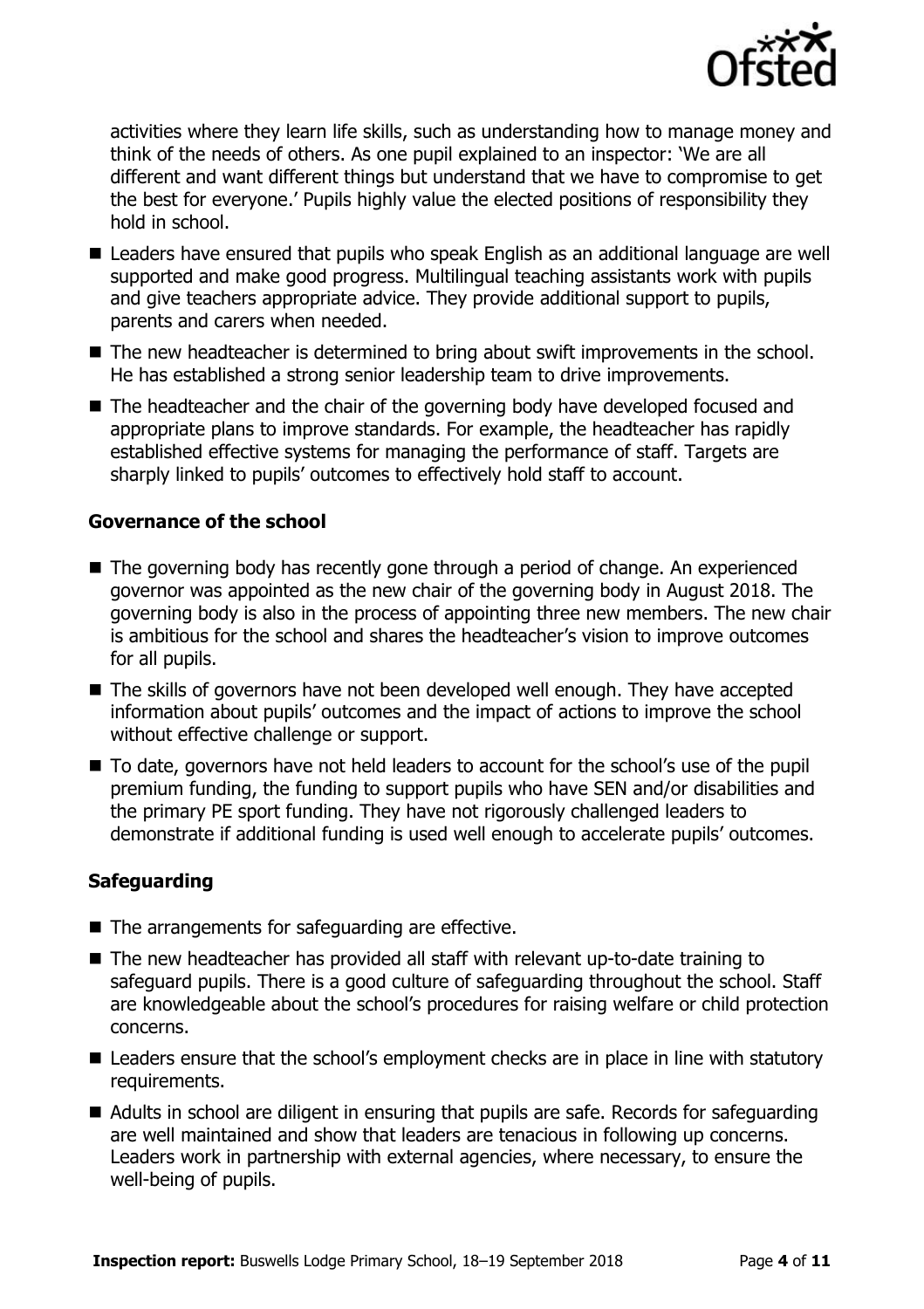activities where they learn life skills, such as understanding how to manage money and think of the needs of others. As one pupil explained to an inspector: 'We are all different and want different things but understand that we have to compromise to get the best for everyone.' Pupils highly value the elected positions of responsibility they hold in school.

- Leaders have ensured that pupils who speak English as an additional language are well supported and make good progress. Multilingual teaching assistants work with pupils and give teachers appropriate advice. They provide additional support to pupils, parents and carers when needed.
- The new headteacher is determined to bring about swift improvements in the school. He has established a strong senior leadership team to drive improvements.
- The headteacher and the chair of the governing body have developed focused and appropriate plans to improve standards. For example, the headteacher has rapidly established effective systems for managing the performance of staff. Targets are sharply linked to pupils' outcomes to effectively hold staff to account.

### Governance of the school

- The governing body has recently gone through a period of change. An experienced governor was appointed as the new chair of the governing body in August 2018. The governing body is also in the process of appointing three new members. The new chair is ambitious for the school and shares the headteacher's vision to improve outcomes for all pupils.
- The skills of governors have not been developed well enough. They have accepted information about pupils' outcomes and the impact of actions to improve the school without effective challenge or support.
- To date, governors have not held leaders to account for the school's use of the pupil premium funding, the funding to support pupils who have SEN and/or disabilities and the primary PE sport funding. They have not rigorously challenged leaders to demonstrate if additional funding is used well enough to accelerate pupils' outcomes.

### Safeguarding

- The arrangements for safeguarding are effective.
- The new headteacher has provided all staff with relevant up-to-date training to safeguard pupils. There is a good culture of safeguarding throughout the school. Staff are knowledgeable about the school's procedures for raising welfare or child protection concerns.
- Leaders ensure that the school's employment checks are in place in line with statutory requirements.
- Adults in school are diligent in ensuring that pupils are safe. Records for safeguarding are well maintained and show that leaders are tenacious in following up concerns. Leaders work in partnership with external agencies, where necessary, to ensure the well-being of pupils.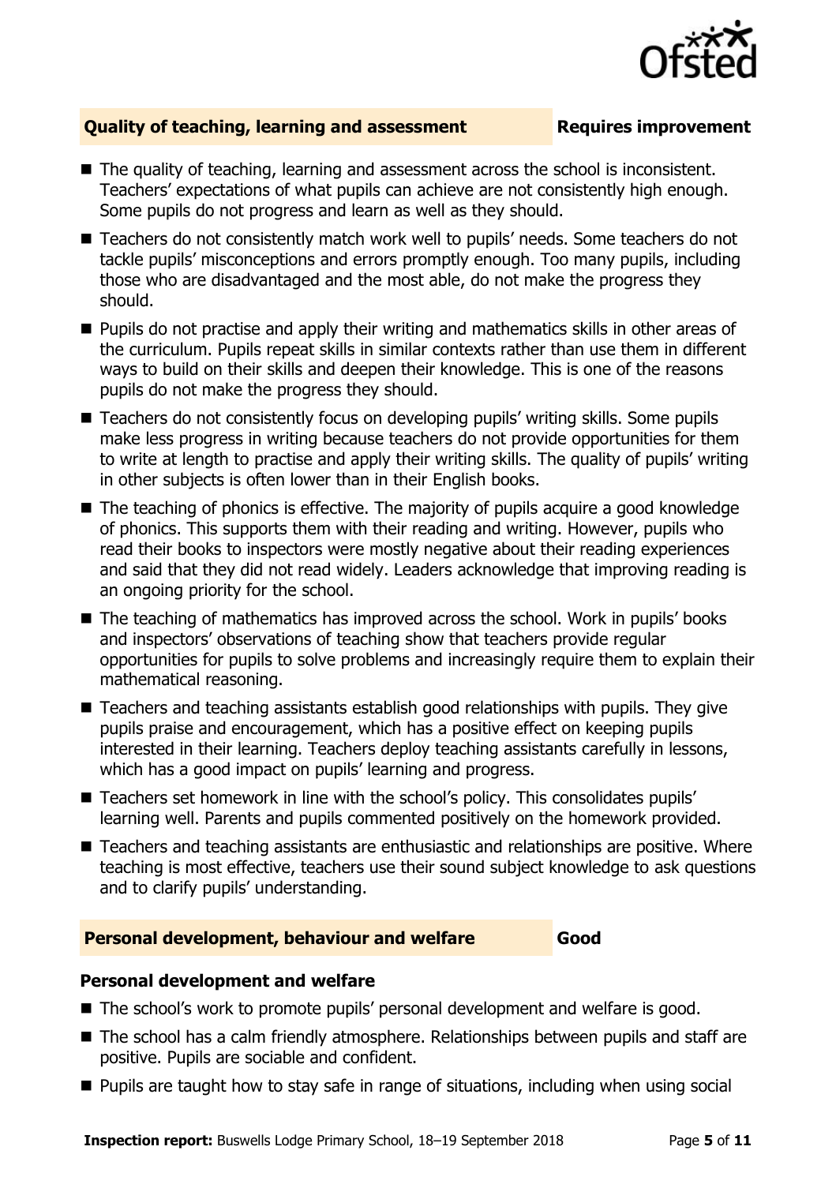## Quality of teaching, learning and assessment — Requires improvement

- The quality of teaching, learning and assessment across the school is inconsistent. Teachers' expectations of what pupils can achieve are not consistently high enough. Some pupils do not progress and learn as well as they should.
- Teachers do not consistently match work well to pupils' needs. Some teachers do not tackle pupils' misconceptions and errors promptly enough. Too many pupils, including those who are disadvantaged and the most able, do not make the progress they should.
- Pupils do not practise and apply their writing and mathematics skills in other areas of the curriculum. Pupils repeat skills in similar contexts rather than use them in different ways to build on their skills and deepen their knowledge. This is one of the reasons pupils do not make the progress they should.
- Teachers do not consistently focus on developing pupils' writing skills. Some pupils make less progress in writing because teachers do not provide opportunities for them to write at length to practise and apply their writing skills. The quality of pupils' writing in other subjects is often lower than in their English books.
- The teaching of phonics is effective. The majority of pupils acquire a good knowledge of phonics. This supports them with their reading and writing. However, pupils who read their books to inspectors were mostly negative about their reading experiences and said that they did not read widely. Leaders acknowledge that improving reading is an ongoing priority for the school.
- The teaching of mathematics has improved across the school. Work in pupils' books and inspectors' observations of teaching show that teachers provide regular opportunities for pupils to solve problems and increasingly require them to explain their mathematical reasoning.
- Teachers and teaching assistants establish good relationships with pupils. They give pupils praise and encouragement, which has a positive effect on keeping pupils interested in their learning. Teachers deploy teaching assistants carefully in lessons, which has a good impact on pupils' learning and progress.
- Teachers set homework in line with the school's policy. This consolidates pupils' learning well. Parents and pupils commented positively on the homework provided.
- Teachers and teaching assistants are enthusiastic and relationships are positive. Where teaching is most effective, teachers use their sound subject knowledge to ask questions and to clarify pupils' understanding.

## Personal development, behaviour and welfare — Good

### Personal development and welfare

- The school's work to promote pupils' personal development and welfare is good.
- The school has a calm friendly atmosphere. Relationships between pupils and staff are positive. Pupils are sociable and confident.
- Pupils are taught how to stay safe in range of situations, including when using social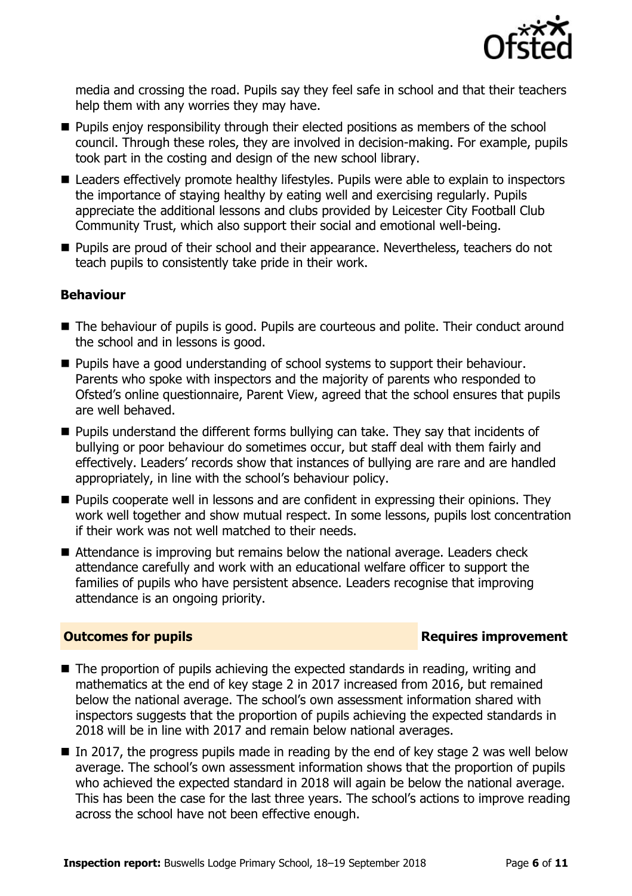media and crossing the road. Pupils say they feel safe in school and that their teachers help them with any worries they may have.

- Pupils enjoy responsibility through their elected positions as members of the school council. Through these roles, they are involved in decision-making. For example, pupils took part in the costing and design of the new school library.
- Leaders effectively promote healthy lifestyles. Pupils were able to explain to inspectors the importance of staying healthy by eating well and exercising regularly. Pupils appreciate the additional lessons and clubs provided by Leicester City Football Club Community Trust, which also support their social and emotional well-being.
- Pupils are proud of their school and their appearance. Nevertheless, teachers do not teach pupils to consistently take pride in their work.

### Behaviour

- The behaviour of pupils is good. Pupils are courteous and polite. Their conduct around the school and in lessons is good.
- Pupils have a good understanding of school systems to support their behaviour. Parents who spoke with inspectors and the majority of parents who responded to Ofsted's online questionnaire, Parent View, agreed that the school ensures that pupils are well behaved.
- Pupils understand the different forms bullying can take. They say that incidents of bullying or poor behaviour do sometimes occur, but staff deal with them fairly and effectively. Leaders' records show that instances of bullying are rare and are handled appropriately, in line with the school's behaviour policy.
- Pupils cooperate well in lessons and are confident in expressing their opinions. They work well together and show mutual respect. In some lessons, pupils lost concentration if their work was not well matched to their needs.
- Attendance is improving but remains below the national average. Leaders check attendance carefully and work with an educational welfare officer to support the families of pupils who have persistent absence. Leaders recognise that improving attendance is an ongoing priority.

## Outcomes for pupils — Requires improvement

- The proportion of pupils achieving the expected standards in reading, writing and mathematics at the end of key stage 2 in 2017 increased from 2016, but remained below the national average. The school's own assessment information shared with inspectors suggests that the proportion of pupils achieving the expected standards in 2018 will be in line with 2017 and remain below national averages.
- In 2017, the progress pupils made in reading by the end of key stage 2 was well below average. The school's own assessment information shows that the proportion of pupils who achieved the expected standard in 2018 will again be below the national average. This has been the case for the last three years. The school's actions to improve reading across the school have not been effective enough.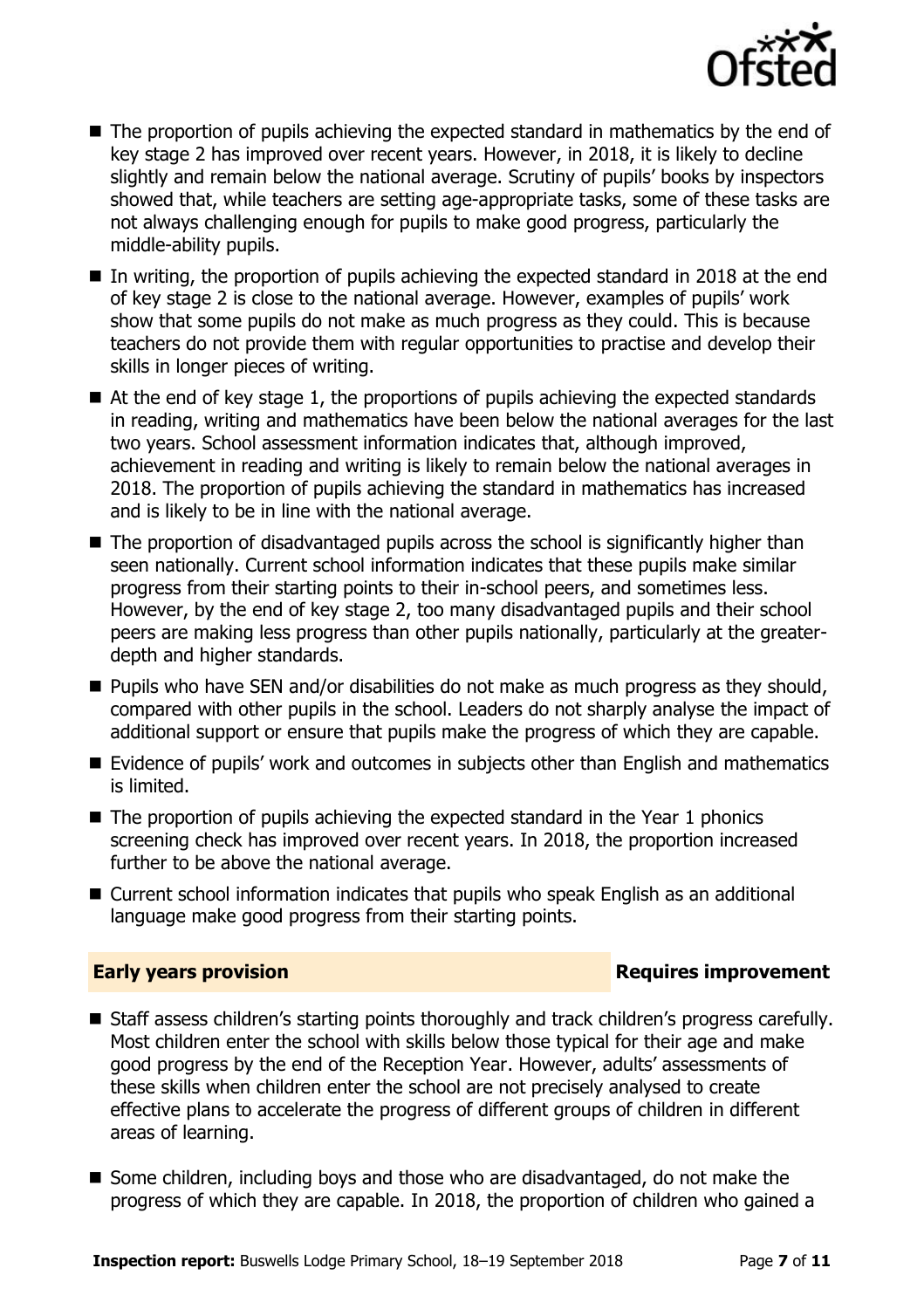- The proportion of pupils achieving the expected standard in mathematics by the end of key stage 2 has improved over recent years. However, in 2018, it is likely to decline slightly and remain below the national average. Scrutiny of pupils' books by inspectors showed that, while teachers are setting age-appropriate tasks, some of these tasks are not always challenging enough for pupils to make good progress, particularly the middle-ability pupils.
- In writing, the proportion of pupils achieving the expected standard in 2018 at the end of key stage 2 is close to the national average. However, examples of pupils' work show that some pupils do not make as much progress as they could. This is because teachers do not provide them with regular opportunities to practise and develop their skills in longer pieces of writing.
- At the end of key stage 1, the proportions of pupils achieving the expected standards in reading, writing and mathematics have been below the national averages for the last two years. School assessment information indicates that, although improved, achievement in reading and writing is likely to remain below the national averages in 2018. The proportion of pupils achieving the standard in mathematics has increased and is likely to be in line with the national average.
- The proportion of disadvantaged pupils across the school is significantly higher than seen nationally. Current school information indicates that these pupils make similar progress from their starting points to their in-school peers, and sometimes less. However, by the end of key stage 2, too many disadvantaged pupils and their school peers are making less progress than other pupils nationally, particularly at the greater-depth and higher standards.
- Pupils who have SEN and/or disabilities do not make as much progress as they should, compared with other pupils in the school. Leaders do not sharply analyse the impact of additional support or ensure that pupils make the progress of which they are capable.
- Evidence of pupils' work and outcomes in subjects other than English and mathematics is limited.
- The proportion of pupils achieving the expected standard in the Year 1 phonics screening check has improved over recent years. In 2018, the proportion increased further to be above the national average.
- Current school information indicates that pupils who speak English as an additional language make good progress from their starting points.

## Early years provision — Requires improvement

- Staff assess children's starting points thoroughly and track children's progress carefully. Most children enter the school with skills below those typical for their age and make good progress by the end of the Reception Year. However, adults' assessments of these skills when children enter the school are not precisely analysed to create effective plans to accelerate the progress of different groups of children in different areas of learning.
- Some children, including boys and those who are disadvantaged, do not make the progress of which they are capable. In 2018, the proportion of children who gained a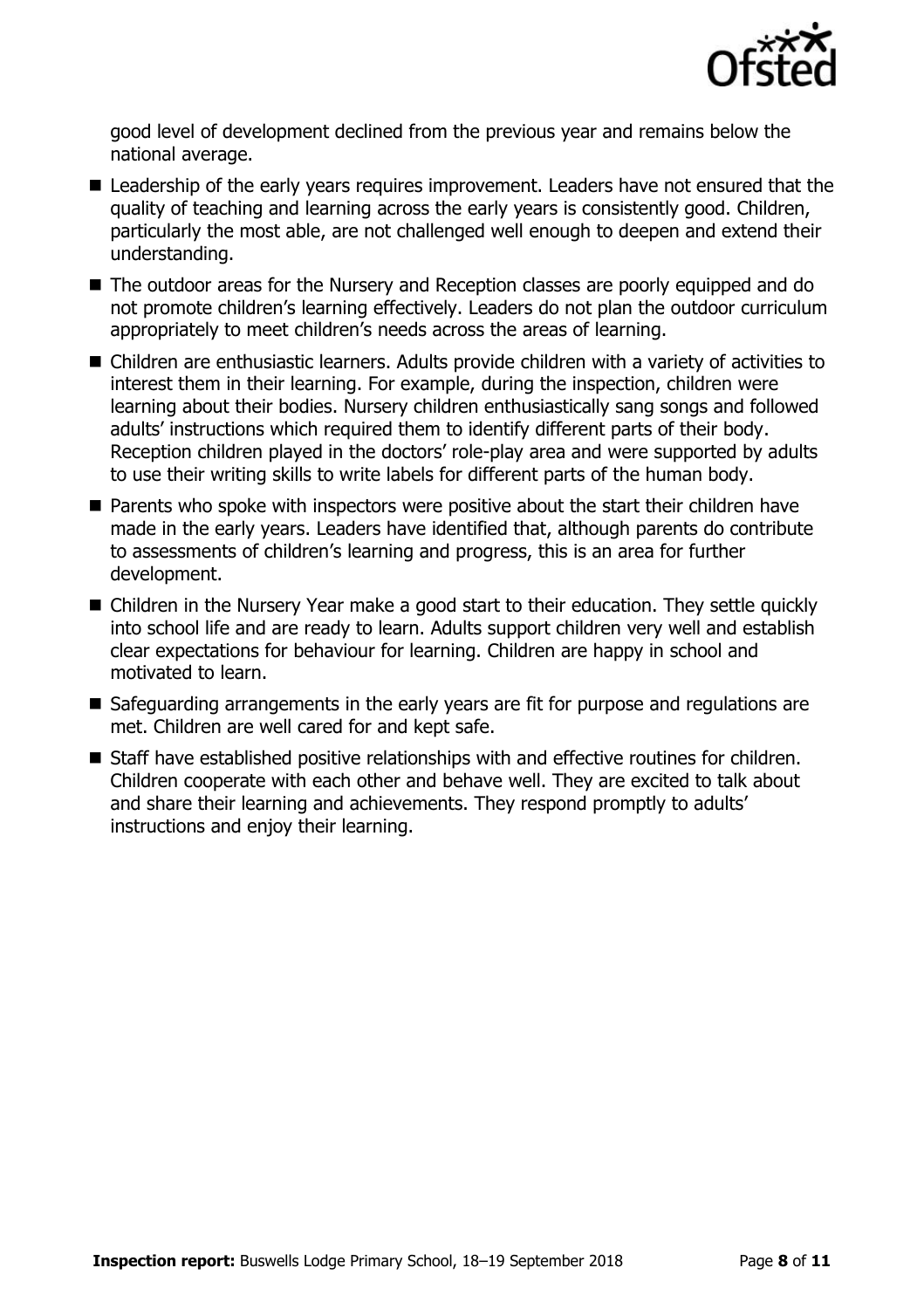good level of development declined from the previous year and remains below the national average.

- Leadership of the early years requires improvement. Leaders have not ensured that the quality of teaching and learning across the early years is consistently good. Children, particularly the most able, are not challenged well enough to deepen and extend their understanding.
- The outdoor areas for the Nursery and Reception classes are poorly equipped and do not promote children's learning effectively. Leaders do not plan the outdoor curriculum appropriately to meet children's needs across the areas of learning.
- Children are enthusiastic learners. Adults provide children with a variety of activities to interest them in their learning. For example, during the inspection, children were learning about their bodies. Nursery children enthusiastically sang songs and followed adults' instructions which required them to identify different parts of their body. Reception children played in the doctors' role-play area and were supported by adults to use their writing skills to write labels for different parts of the human body.
- Parents who spoke with inspectors were positive about the start their children have made in the early years. Leaders have identified that, although parents do contribute to assessments of children's learning and progress, this is an area for further development.
- Children in the Nursery Year make a good start to their education. They settle quickly into school life and are ready to learn. Adults support children very well and establish clear expectations for behaviour for learning. Children are happy in school and motivated to learn.
- Safeguarding arrangements in the early years are fit for purpose and regulations are met. Children are well cared for and kept safe.
- Staff have established positive relationships with and effective routines for children. Children cooperate with each other and behave well. They are excited to talk about and share their learning and achievements. They respond promptly to adults' instructions and enjoy their learning.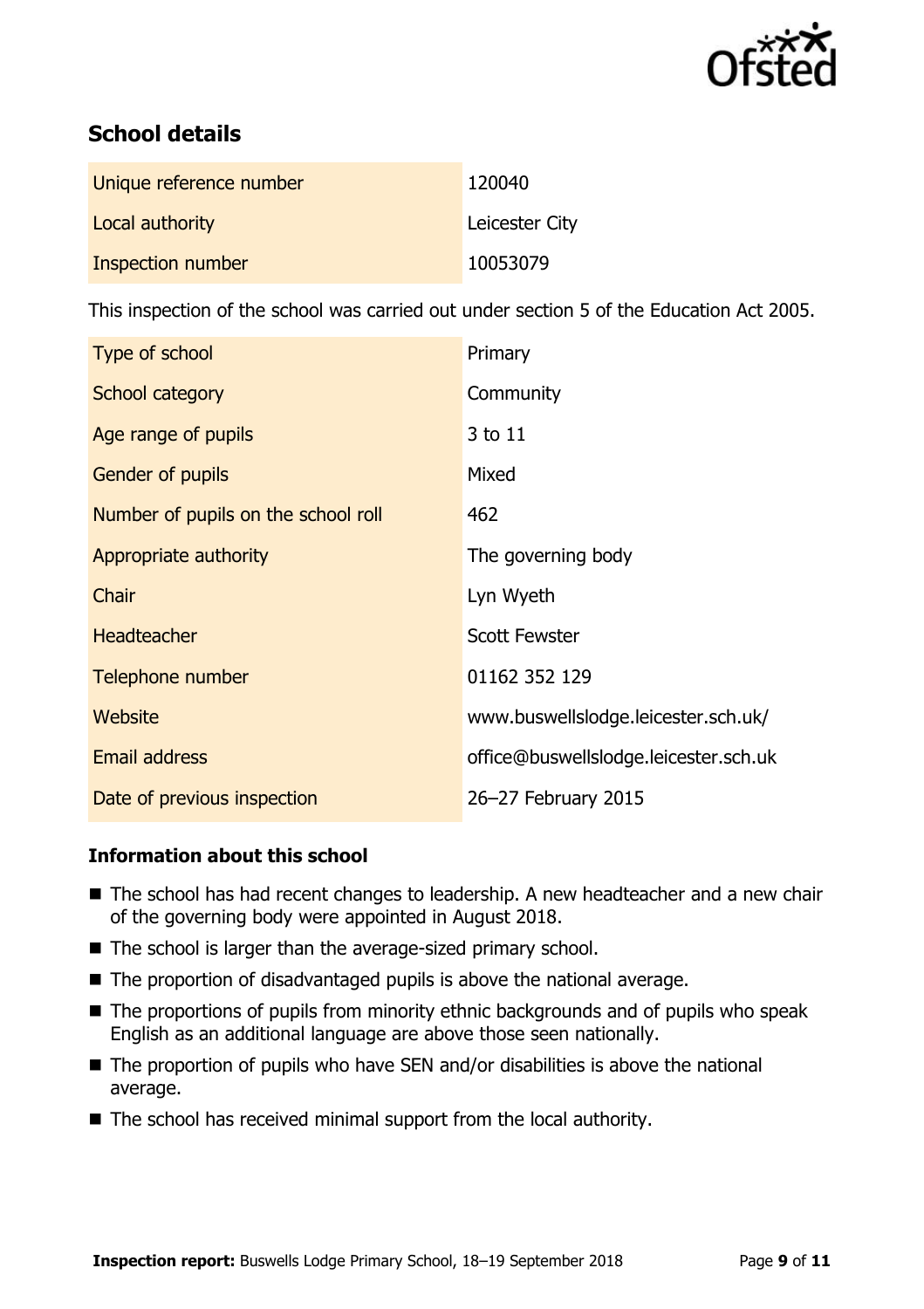## School details

| | |
|---|---|
| Unique reference number | 120040 |
| Local authority | Leicester City |
| Inspection number | 10053079 |

This inspection of the school was carried out under section 5 of the Education Act 2005.

| | |
|---|---|
| Type of school | Primary |
| School category | Community |
| Age range of pupils | 3 to 11 |
| Gender of pupils | Mixed |
| Number of pupils on the school roll | 462 |
| Appropriate authority | The governing body |
| Chair | Lyn Wyeth |
| Headteacher | Scott Fewster |
| Telephone number | 01162 352 129 |
| Website | www.buswellslodge.leicester.sch.uk/ |
| Email address | office@buswellslodge.leicester.sch.uk |
| Date of previous inspection | 26–27 February 2015 |

### Information about this school

- The school has had recent changes to leadership. A new headteacher and a new chair of the governing body were appointed in August 2018.
- The school is larger than the average-sized primary school.
- The proportion of disadvantaged pupils is above the national average.
- The proportions of pupils from minority ethnic backgrounds and of pupils who speak English as an additional language are above those seen nationally.
- The proportion of pupils who have SEN and/or disabilities is above the national average.
- The school has received minimal support from the local authority.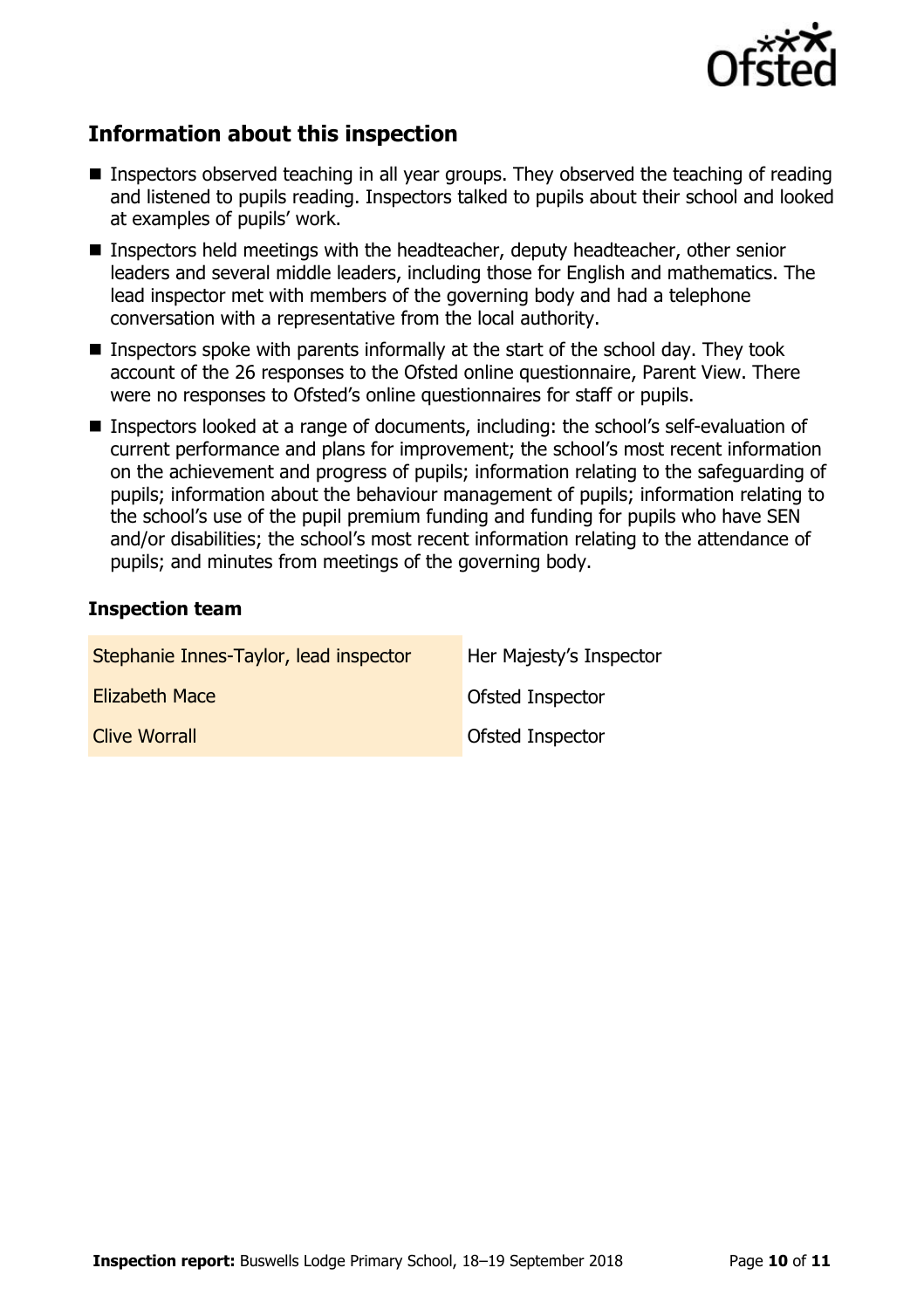## Information about this inspection

- Inspectors observed teaching in all year groups. They observed the teaching of reading and listened to pupils reading. Inspectors talked to pupils about their school and looked at examples of pupils' work.
- Inspectors held meetings with the headteacher, deputy headteacher, other senior leaders and several middle leaders, including those for English and mathematics. The lead inspector met with members of the governing body and had a telephone conversation with a representative from the local authority.
- Inspectors spoke with parents informally at the start of the school day. They took account of the 26 responses to the Ofsted online questionnaire, Parent View. There were no responses to Ofsted's online questionnaires for staff or pupils.
- Inspectors looked at a range of documents, including: the school's self-evaluation of current performance and plans for improvement; the school's most recent information on the achievement and progress of pupils; information relating to the safeguarding of pupils; information about the behaviour management of pupils; information relating to the school's use of the pupil premium funding and funding for pupils who have SEN and/or disabilities; the school's most recent information relating to the attendance of pupils; and minutes from meetings of the governing body.

### Inspection team

| | |
|---|---|
| Stephanie Innes-Taylor, lead inspector | Her Majesty's Inspector |
| Elizabeth Mace | Ofsted Inspector |
| Clive Worrall | Ofsted Inspector |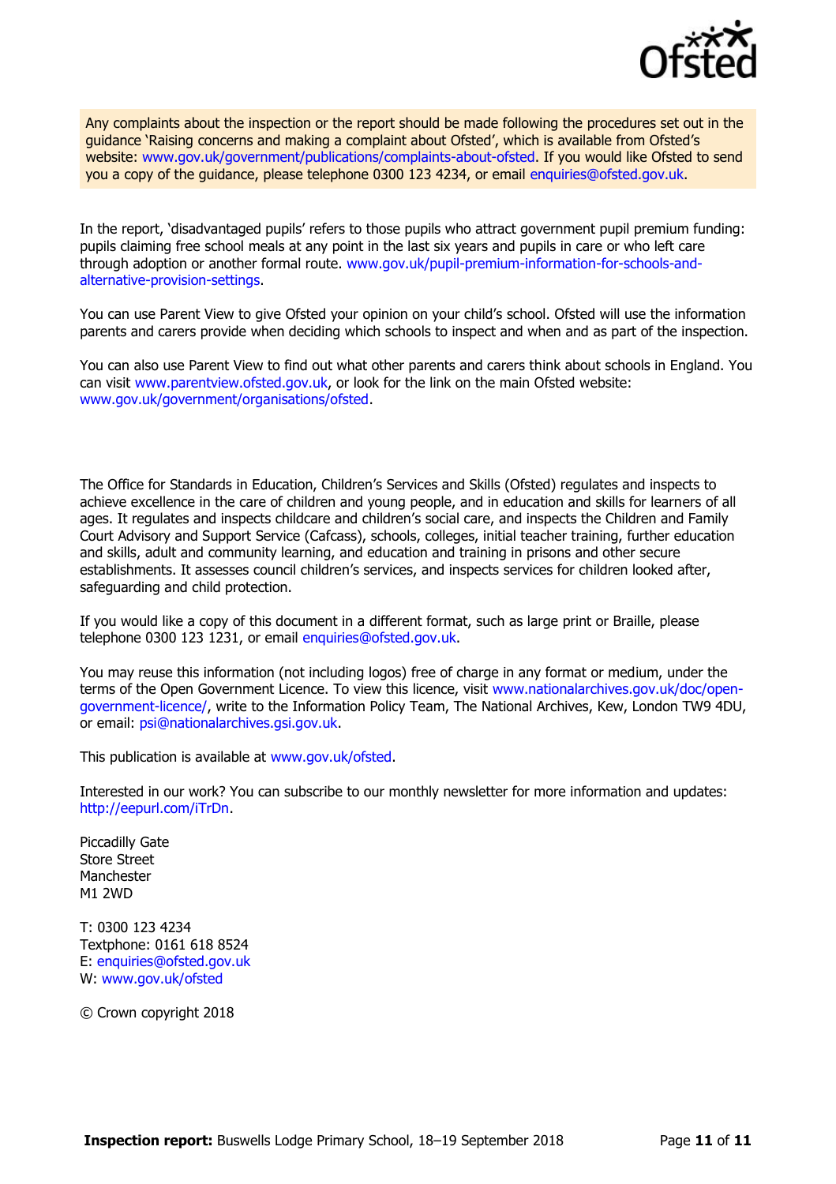Any complaints about the inspection or the report should be made following the procedures set out in the guidance 'Raising concerns and making a complaint about Ofsted', which is available from Ofsted's website: www.gov.uk/government/publications/complaints-about-ofsted. If you would like Ofsted to send you a copy of the guidance, please telephone 0300 123 4234, or email enquiries@ofsted.gov.uk.

In the report, 'disadvantaged pupils' refers to those pupils who attract government pupil premium funding: pupils claiming free school meals at any point in the last six years and pupils in care or who left care through adoption or another formal route. www.gov.uk/pupil-premium-information-for-schools-and-alternative-provision-settings.

You can use Parent View to give Ofsted your opinion on your child's school. Ofsted will use the information parents and carers provide when deciding which schools to inspect and when and as part of the inspection.

You can also use Parent View to find out what other parents and carers think about schools in England. You can visit www.parentview.ofsted.gov.uk, or look for the link on the main Ofsted website: www.gov.uk/government/organisations/ofsted.

The Office for Standards in Education, Children's Services and Skills (Ofsted) regulates and inspects to achieve excellence in the care of children and young people, and in education and skills for learners of all ages. It regulates and inspects childcare and children's social care, and inspects the Children and Family Court Advisory and Support Service (Cafcass), schools, colleges, initial teacher training, further education and skills, adult and community learning, and education and training in prisons and other secure establishments. It assesses council children's services, and inspects services for children looked after, safeguarding and child protection.

If you would like a copy of this document in a different format, such as large print or Braille, please telephone 0300 123 1231, or email enquiries@ofsted.gov.uk.

You may reuse this information (not including logos) free of charge in any format or medium, under the terms of the Open Government Licence. To view this licence, visit www.nationalarchives.gov.uk/doc/open-government-licence/, write to the Information Policy Team, The National Archives, Kew, London TW9 4DU, or email: psi@nationalarchives.gsi.gov.uk.

This publication is available at www.gov.uk/ofsted.

Interested in our work? You can subscribe to our monthly newsletter for more information and updates: http://eepurl.com/iTrDn.

Piccadilly Gate
Store Street
Manchester
M1 2WD

T: 0300 123 4234
Textphone: 0161 618 8524
E: enquiries@ofsted.gov.uk
W: www.gov.uk/ofsted

© Crown copyright 2018